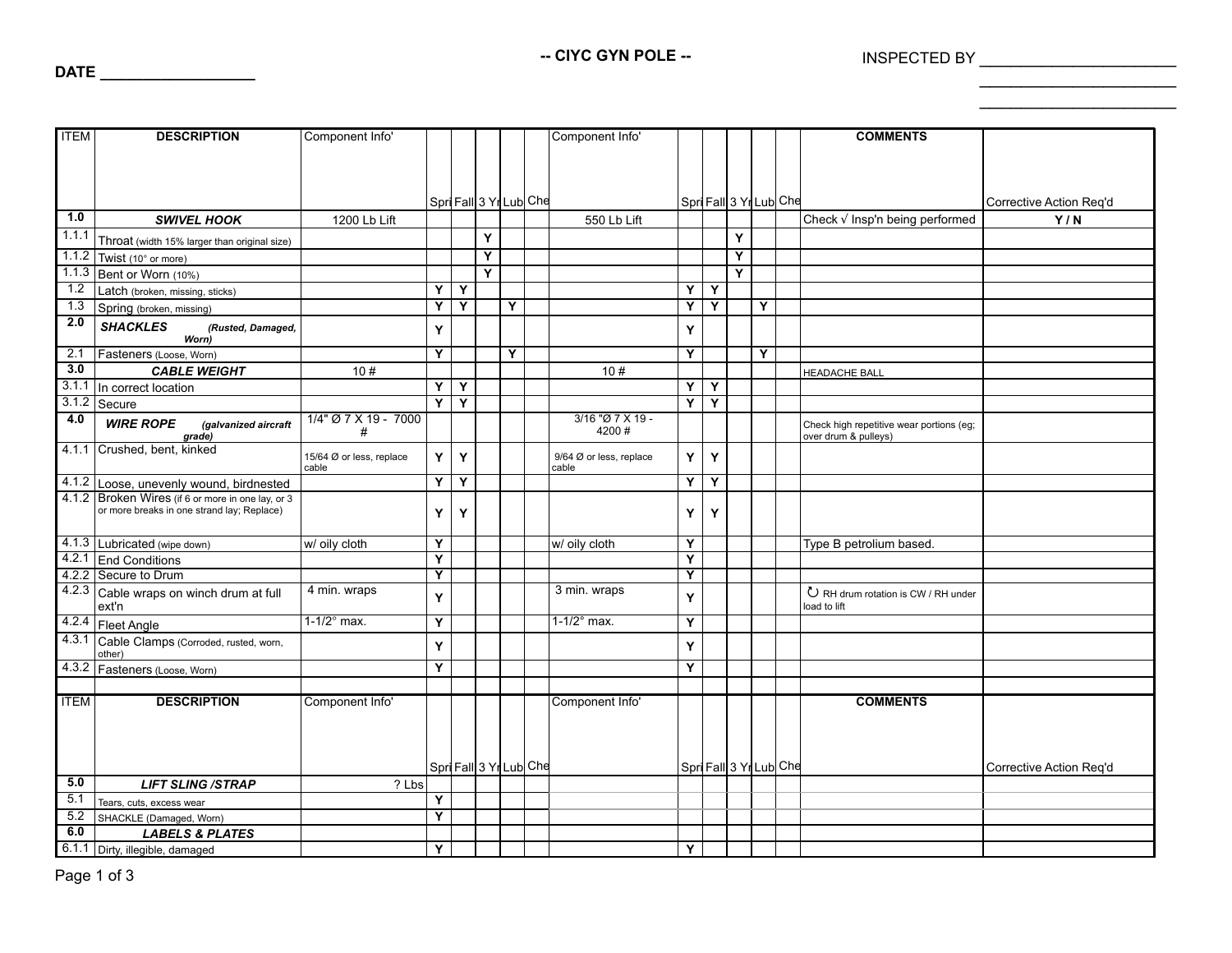# -- CIYC GYN POLE --

**DATE** __________________

INSPECTED BY ______________________
______________________
______________________

| ITEM | DESCRIPTION | Component Info' | Spri | Fall | 3 Yr | Lub | Che | Component Info' | Spri | Fall | 3 Yr | Lub | Che | COMMENTS | Corrective Action Req'd |
|---|---|---|---|---|---|---|---|---|---|---|---|---|---|---|---|
| **1.0** | ***SWIVEL HOOK*** | 1200 Lb Lift | | | | | | 550 Lb Lift | | | | | | Check √ Insp'n being performed | **Y / N** |
| 1.1.1 | Throat (width 15% larger than original size) | | | | Y | | | | | | Y | | | | |
| 1.1.2 | Twist (10° or more) | | | | Y | | | | | | Y | | | | |
| 1.1.3 | Bent or Worn (10%) | | | | Y | | | | | | Y | | | | |
| 1.2 | Latch (broken, missing, sticks) | | Y | Y | | | | | Y | Y | | | | | |
| 1.3 | Spring (broken, missing) | | Y | Y | | Y | | | Y | Y | | Y | | | |
| **2.0** | ***SHACKLES*** *(Rusted, Damaged, Worn)* | | Y | | | | | | Y | | | | | | |
| 2.1 | Fasteners (Loose, Worn) | | Y | | | Y | | | Y | | | Y | | | |
| **3.0** | ***CABLE WEIGHT*** | 10 # | | | | | | 10 # | | | | | | HEADACHE BALL | |
| 3.1.1 | In correct location | | Y | Y | | | | | Y | Y | | | | | |
| 3.1.2 | Secure | | Y | Y | | | | | Y | Y | | | | | |
| **4.0** | ***WIRE ROPE*** *(galvanized aircraft grade)* | 1/4" Ø 7 X 19 - 7000 # | | | | | | 3/16 "Ø 7 X 19 - 4200 # | | | | | | Check high repetitive wear portions (eg; over drum & pulleys) | |
| 4.1.1 | Crushed, bent, kinked | 15/64 Ø or less, replace cable | Y | Y | | | | 9/64 Ø or less, replace cable | Y | Y | | | | | |
| 4.1.2 | Loose, unevenly wound, birdnested | | Y | Y | | | | | Y | Y | | | | | |
| 4.1.2 | Broken Wires (if 6 or more in one lay, or 3 or more breaks in one strand lay; Replace) | | Y | Y | | | | | Y | Y | | | | | |
| 4.1.3 | Lubricated (wipe down) | w/ oily cloth | Y | | | | | w/ oily cloth | Y | | | | | Type B petrolium based. | |
| 4.2.1 | End Conditions | | Y | | | | | | Y | | | | | | |
| 4.2.2 | Secure to Drum | | Y | | | | | | Y | | | | | | |
| 4.2.3 | Cable wraps on winch drum at full ext'n | 4 min. wraps | Y | | | | | 3 min. wraps | Y | | | | | ↻ RH drum rotation is CW / RH under load to lift | |
| 4.2.4 | Fleet Angle | 1-1/2° max. | Y | | | | | 1-1/2° max. | Y | | | | | | |
| 4.3.1 | Cable Clamps (Corroded, rusted, worn, other) | | Y | | | | | | Y | | | | | | |
| 4.3.2 | Fasteners (Loose, Worn) | | Y | | | | | | Y | | | | | | |

| ITEM | DESCRIPTION | Component Info' | Spri | Fall | 3 Yr | Lub | Che | Component Info' | Spri | Fall | 3 Yr | Lub | Che | COMMENTS | Corrective Action Req'd |
|---|---|---|---|---|---|---|---|---|---|---|---|---|---|---|---|
| **5.0** | ***LIFT SLING /STRAP*** | ? Lbs | | | | | | | | | | | | | |
| 5.1 | Tears, cuts, excess wear | | Y | | | | | | | | | | | | |
| 5.2 | SHACKLE (Damaged, Worn) | | Y | | | | | | | | | | | | |
| **6.0** | ***LABELS & PLATES*** | | | | | | | | | | | | | | |
| 6.1.1 | Dirty, illegible, damaged | | Y | | | | | | Y | | | | | | |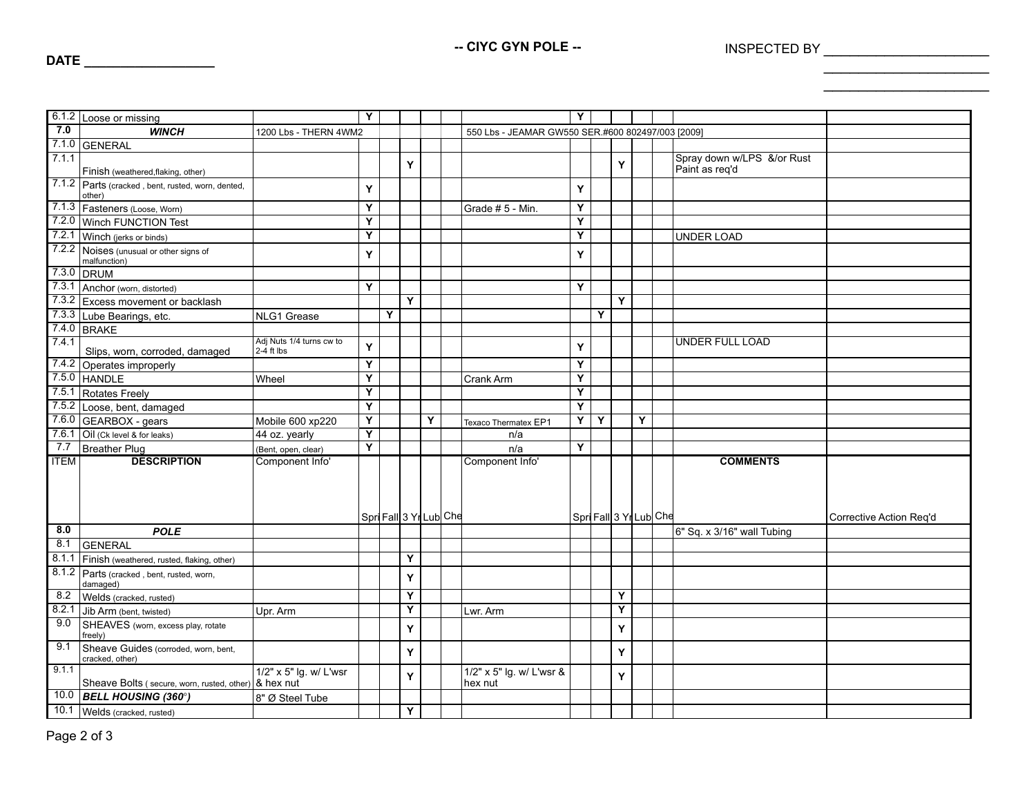**DATE** ____________________

**-- CIYC GYN POLE --**

INSPECTED BY ________________________

________________________

________________________

| ITEM | DESCRIPTION | Component Info' | Spri | Fall | 3 Yr | Lub | Che | Component Info' | Spri | Fall | 3 Yr | Lub | Che | COMMENTS | Corrective Action Req'd |
|---|---|---|---|---|---|---|---|---|---|---|---|---|---|---|---|
| 6.1.2 | Loose or missing | | Y | | | | | | Y | | | | | | |
| **7.0** | ***WINCH*** | 1200 Lbs - THERN 4WM2 | | | | | | 550 Lbs - JEAMAR GW550 SER.#600 802497/003 [2009] | | | | | | | |
| 7.1.0 | GENERAL | | | | | | | | | | | | | | |
| 7.1.1 | Finish (weathered,flaking, other) | | | | Y | | | | | | Y | | | Spray down w/LPS &/or Rust Paint as req'd | |
| 7.1.2 | Parts (cracked , bent, rusted, worn, dented, other) | | Y | | | | | | Y | | | | | | |
| 7.1.3 | Fasteners (Loose, Worn) | | Y | | | | | Grade # 5 - Min. | Y | | | | | | |
| 7.2.0 | Winch FUNCTION Test | | Y | | | | | | Y | | | | | | |
| 7.2.1 | Winch (jerks or binds) | | Y | | | | | | Y | | | | | UNDER LOAD | |
| 7.2.2 | Noises (unusual or other signs of malfunction) | | Y | | | | | | Y | | | | | | |
| 7.3.0 | DRUM | | | | | | | | | | | | | | |
| 7.3.1 | Anchor (worn, distorted) | | Y | | | | | | Y | | | | | | |
| 7.3.2 | Excess movement or backlash | | | | Y | | | | | | Y | | | | |
| 7.3.3 | Lube Bearings, etc. | NLG1 Grease | | Y | | | | | | Y | | | | | |
| 7.4.0 | BRAKE | | | | | | | | | | | | | | |
| 7.4.1 | Slips, worn, corroded, damaged | Adj Nuts 1/4 turns cw to 2-4 ft lbs | Y | | | | | | Y | | | | | UNDER FULL LOAD | |
| 7.4.2 | Operates improperly | | Y | | | | | | Y | | | | | | |
| 7.5.0 | HANDLE | Wheel | Y | | | | | Crank Arm | Y | | | | | | |
| 7.5.1 | Rotates Freely | | Y | | | | | | Y | | | | | | |
| 7.5.2 | Loose, bent, damaged | | Y | | | | | | Y | | | | | | |
| 7.6.0 | GEARBOX - gears | Mobile 600 xp220 | Y | | | Y | | Texaco Thermatex EP1 | Y | Y | | Y | | | |
| 7.6.1 | Oil (Ck level & for leaks) | 44 oz. yearly | Y | | | | | n/a | | | | | | | |
| 7.7 | Breather Plug | (Bent, open, clear) | Y | | | | | n/a | Y | | | | | | |
| **8.0** | ***POLE*** | | | | | | | | | | | | | 6" Sq. x 3/16" wall Tubing | |
| 8.1 | GENERAL | | | | | | | | | | | | | | |
| 8.1.1 | Finish (weathered, rusted, flaking, other) | | | | Y | | | | | | | | | | |
| 8.1.2 | Parts (cracked , bent, rusted, worn, damaged) | | | | Y | | | | | | | | | | |
| 8.2 | Welds (cracked, rusted) | | | | Y | | | | | | Y | | | | |
| 8.2.1 | Jib Arm (bent, twisted) | Upr. Arm | | | Y | | | Lwr. Arm | | | Y | | | | |
| 9.0 | SHEAVES (worn, excess play, rotate freely) | | | | Y | | | | | | Y | | | | |
| 9.1 | Sheave Guides (corroded, worn, bent, cracked, other) | | | | Y | | | | | | Y | | | | |
| 9.1.1 | Sheave Bolts ( secure, worn, rusted, other) | 1/2" x 5" lg. w/ L'wsr & hex nut | | | Y | | | 1/2" x 5" lg. w/ L'wsr & hex nut | | | Y | | | | |
| 10.0 | ***BELL HOUSING (360°)*** | 8" Ø Steel Tube | | | | | | | | | | | | | |
| 10.1 | Welds (cracked, rusted) | | | | Y | | | | | | | | | | |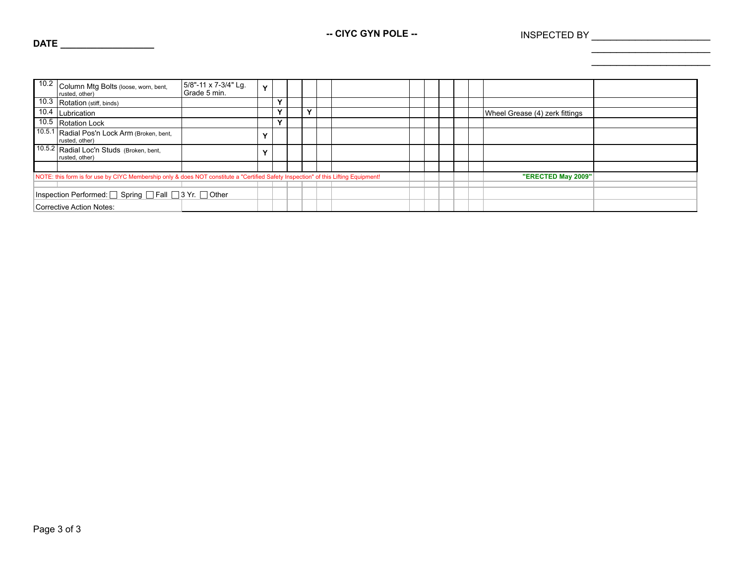**DATE** ___________________

## -- CIYC GYN POLE --

INSPECTED BY ________________________

________________________

________________________

| | | | | | | | | | | | | | | | |
|---|---|---|---|---|---|---|---|---|---|---|---|---|---|---|---|
| 10.2 | Column Mtg Bolts (loose, worn, bent, rusted, other) | 5/8"-11 x 7-3/4" Lg. Grade 5 min. | Y | | | | | | | | | | | | |
| 10.3 | Rotation (stiff, binds) | | | Y | | | | | | | | | | | |
| 10.4 | Lubrication | | | Y | | Y | | | | | | | | Wheel Grease (4) zerk fittings | |
| 10.5 | Rotation Lock | | | Y | | | | | | | | | | | |
| 10.5.1 | Radial Pos'n Lock Arm (Broken, bent, rusted, other) | | Y | | | | | | | | | | | | |
| 10.5.2 | Radial Loc'n Studs (Broken, bent, rusted, other) | | Y | | | | | | | | | | | | |
| | | | | | | | | | | | | | | | |

NOTE: this form is for use by CIYC Membership only & does NOT constitute a "Certified Safety Inspection" of this Lifting Equipment!

**"ERECTED May 2009"**

Inspection Performed: ☐ Spring ☐ Fall ☐ 3 Yr. ☐ Other

Corrective Action Notes: